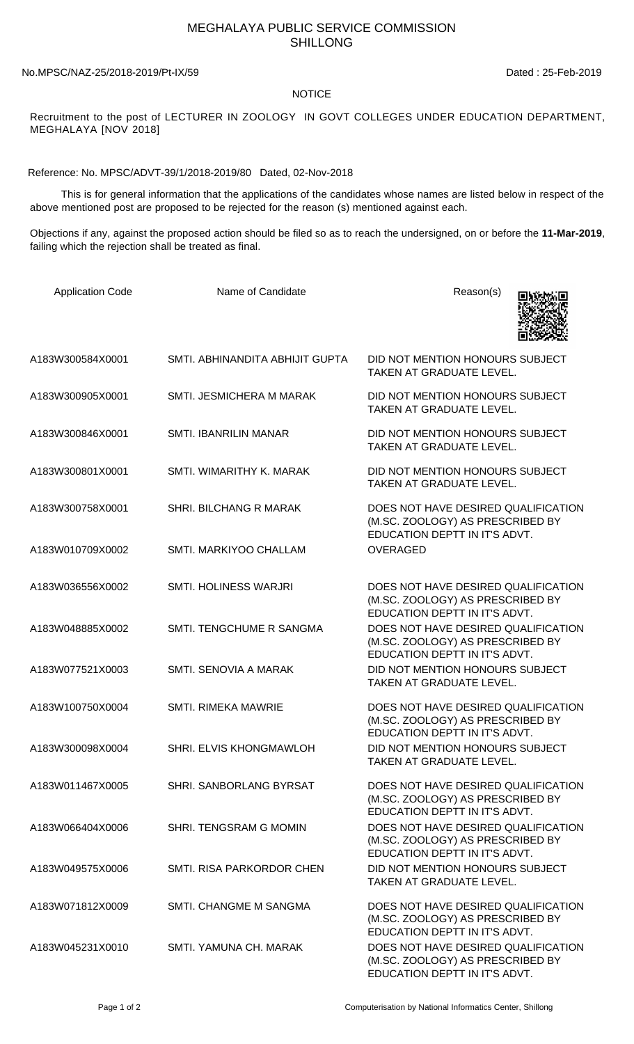# MEGHALAYA PUBLIC SERVICE COMMISSION
## SHILLONG

No.MPSC/NAZ-25/2018-2019/Pt-IX/59 Dated : 25-Feb-2019

**NOTICE**

Recruitment to the post of LECTURER IN ZOOLOGY IN GOVT COLLEGES UNDER EDUCATION DEPARTMENT, MEGHALAYA [NOV 2018]

Reference: No. MPSC/ADVT-39/1/2018-2019/80 Dated, 02-Nov-2018

This is for general information that the applications of the candidates whose names are listed below in respect of the above mentioned post are proposed to be rejected for the reason (s) mentioned against each.

Objections if any, against the proposed action should be filed so as to reach the undersigned, on or before the **11-Mar-2019**, failing which the rejection shall be treated as final.

| Application Code | Name of Candidate | Reason(s) |
|---|---|---|
| A183W300584X0001 | SMTI. ABHINANDITA ABHIJIT GUPTA | DID NOT MENTION HONOURS SUBJECT TAKEN AT GRADUATE LEVEL. |
| A183W300905X0001 | SMTI. JESMICHERA M MARAK | DID NOT MENTION HONOURS SUBJECT TAKEN AT GRADUATE LEVEL. |
| A183W300846X0001 | SMTI. IBANRILIN MANAR | DID NOT MENTION HONOURS SUBJECT TAKEN AT GRADUATE LEVEL. |
| A183W300801X0001 | SMTI. WIMARITHY K. MARAK | DID NOT MENTION HONOURS SUBJECT TAKEN AT GRADUATE LEVEL. |
| A183W300758X0001 | SHRI. BILCHANG R MARAK | DOES NOT HAVE DESIRED QUALIFICATION (M.SC. ZOOLOGY) AS PRESCRIBED BY EDUCATION DEPTT IN IT'S ADVT. |
| A183W010709X0002 | SMTI. MARKIYOO CHALLAM | OVERAGED |
| A183W036556X0002 | SMTI. HOLINESS WARJRI | DOES NOT HAVE DESIRED QUALIFICATION (M.SC. ZOOLOGY) AS PRESCRIBED BY EDUCATION DEPTT IN IT'S ADVT. |
| A183W048885X0002 | SMTI. TENGCHUME R SANGMA | DOES NOT HAVE DESIRED QUALIFICATION (M.SC. ZOOLOGY) AS PRESCRIBED BY EDUCATION DEPTT IN IT'S ADVT. |
| A183W077521X0003 | SMTI. SENOVIA A MARAK | DID NOT MENTION HONOURS SUBJECT TAKEN AT GRADUATE LEVEL. |
| A183W100750X0004 | SMTI. RIMEKA MAWRIE | DOES NOT HAVE DESIRED QUALIFICATION (M.SC. ZOOLOGY) AS PRESCRIBED BY EDUCATION DEPTT IN IT'S ADVT. |
| A183W300098X0004 | SHRI. ELVIS KHONGMAWLOH | DID NOT MENTION HONOURS SUBJECT TAKEN AT GRADUATE LEVEL. |
| A183W011467X0005 | SHRI. SANBORLANG BYRSAT | DOES NOT HAVE DESIRED QUALIFICATION (M.SC. ZOOLOGY) AS PRESCRIBED BY EDUCATION DEPTT IN IT'S ADVT. |
| A183W066404X0006 | SHRI. TENGSRAM G MOMIN | DOES NOT HAVE DESIRED QUALIFICATION (M.SC. ZOOLOGY) AS PRESCRIBED BY EDUCATION DEPTT IN IT'S ADVT. |
| A183W049575X0006 | SMTI. RISA PARKORDOR CHEN | DID NOT MENTION HONOURS SUBJECT TAKEN AT GRADUATE LEVEL. |
| A183W071812X0009 | SMTI. CHANGME M SANGMA | DOES NOT HAVE DESIRED QUALIFICATION (M.SC. ZOOLOGY) AS PRESCRIBED BY EDUCATION DEPTT IN IT'S ADVT. |
| A183W045231X0010 | SMTI. YAMUNA CH. MARAK | DOES NOT HAVE DESIRED QUALIFICATION (M.SC. ZOOLOGY) AS PRESCRIBED BY EDUCATION DEPTT IN IT'S ADVT. |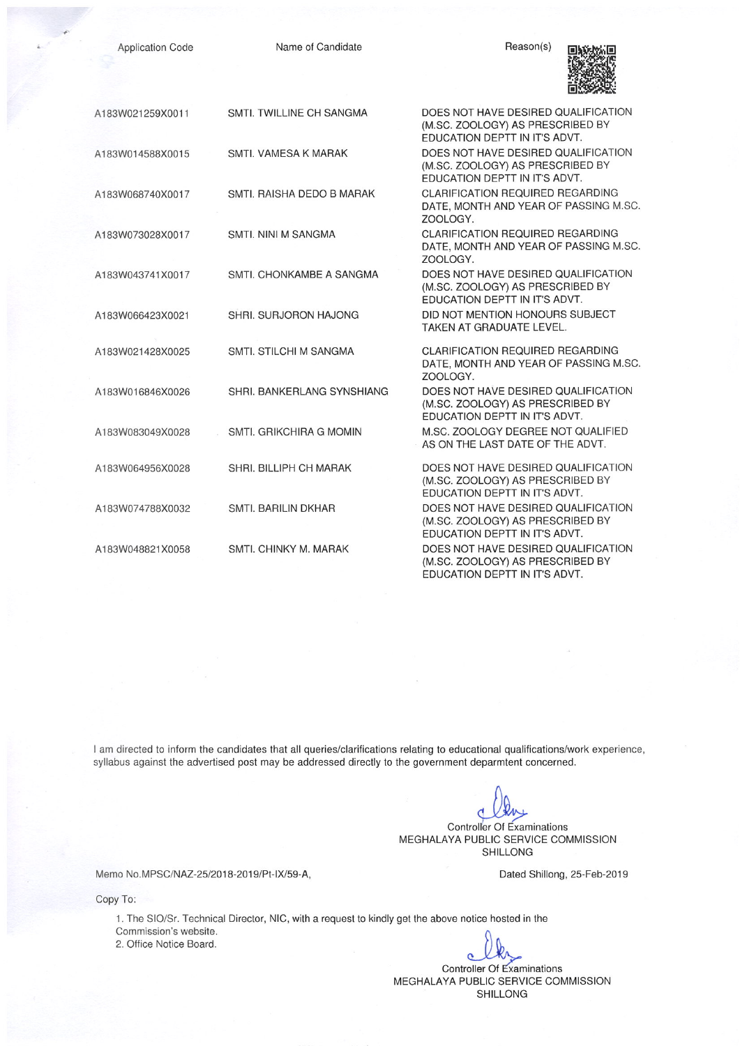| Application Code | Name of Candidate | Reason(s) |
|---|---|---|
| A183W021259X0011 | SMTI. TWILLINE CH SANGMA | DOES NOT HAVE DESIRED QUALIFICATION (M.SC. ZOOLOGY) AS PRESCRIBED BY EDUCATION DEPTT IN IT'S ADVT. |
| A183W014588X0015 | SMTI. VAMESA K MARAK | DOES NOT HAVE DESIRED QUALIFICATION (M.SC. ZOOLOGY) AS PRESCRIBED BY EDUCATION DEPTT IN IT'S ADVT. |
| A183W068740X0017 | SMTI. RAISHA DEDO B MARAK | CLARIFICATION REQUIRED REGARDING DATE, MONTH AND YEAR OF PASSING M.SC. ZOOLOGY. |
| A183W073028X0017 | SMTI. NINI M SANGMA | CLARIFICATION REQUIRED REGARDING DATE, MONTH AND YEAR OF PASSING M.SC. ZOOLOGY. |
| A183W043741X0017 | SMTI. CHONKAMBE A SANGMA | DOES NOT HAVE DESIRED QUALIFICATION (M.SC. ZOOLOGY) AS PRESCRIBED BY EDUCATION DEPTT IN IT'S ADVT. |
| A183W066423X0021 | SHRI. SURJORON HAJONG | DID NOT MENTION HONOURS SUBJECT TAKEN AT GRADUATE LEVEL. |
| A183W021428X0025 | SMTI. STILCHI M SANGMA | CLARIFICATION REQUIRED REGARDING DATE, MONTH AND YEAR OF PASSING M.SC. ZOOLOGY. |
| A183W016846X0026 | SHRI. BANKERLANG SYNSHIANG | DOES NOT HAVE DESIRED QUALIFICATION (M.SC. ZOOLOGY) AS PRESCRIBED BY EDUCATION DEPTT IN IT'S ADVT. |
| A183W083049X0028 | SMTI. GRIKCHIRA G MOMIN | M.SC. ZOOLOGY DEGREE NOT QUALIFIED AS ON THE LAST DATE OF THE ADVT. |
| A183W064956X0028 | SHRI. BILLIPH CH MARAK | DOES NOT HAVE DESIRED QUALIFICATION (M.SC. ZOOLOGY) AS PRESCRIBED BY EDUCATION DEPTT IN IT'S ADVT. |
| A183W074788X0032 | SMTI. BARILIN DKHAR | DOES NOT HAVE DESIRED QUALIFICATION (M.SC. ZOOLOGY) AS PRESCRIBED BY EDUCATION DEPTT IN IT'S ADVT. |
| A183W048821X0058 | SMTI. CHINKY M. MARAK | DOES NOT HAVE DESIRED QUALIFICATION (M.SC. ZOOLOGY) AS PRESCRIBED BY EDUCATION DEPTT IN IT'S ADVT. |

I am directed to inform the candidates that all queries/clarifications relating to educational qualifications/work experience, syllabus against the advertised post may be addressed directly to the government deparmtent concerned.

Controller Of Examinations
MEGHALAYA PUBLIC SERVICE COMMISSION
SHILLONG

Memo No.MPSC/NAZ-25/2018-2019/Pt-IX/59-A,

Dated Shillong, 25-Feb-2019

Copy To:

1. The SIO/Sr. Technical Director, NIC, with a request to kindly get the above notice hosted in the Commission's website.
2. Office Notice Board.

Controller Of Examinations
MEGHALAYA PUBLIC SERVICE COMMISSION
SHILLONG